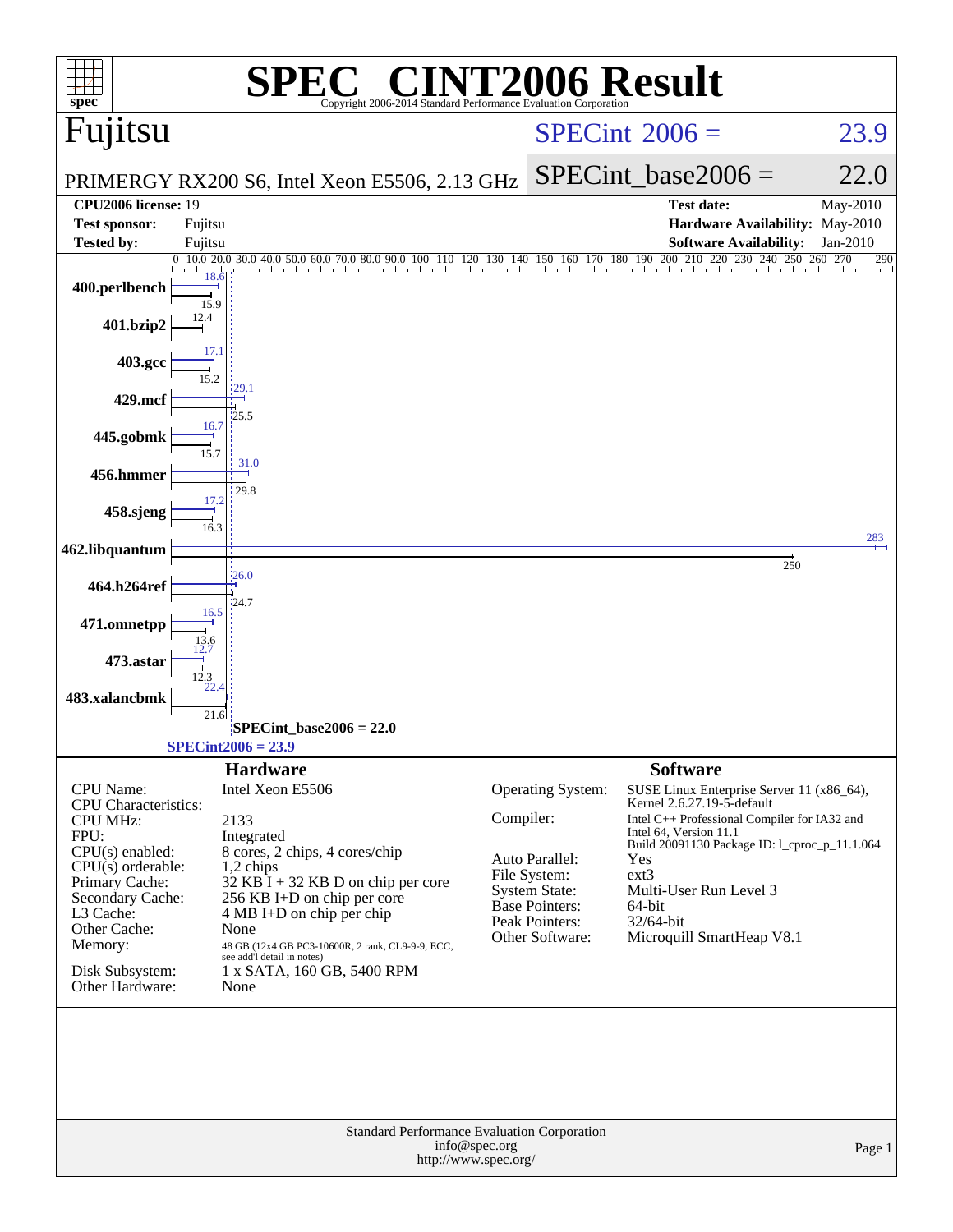# SPEC CINT2006 Result

Copyright 2006-2014 Standard Performance Evaluation Corporation

## Fujitsu

PRIMERGY RX200 S6, Intel Xeon E5506, 2.13 GHz

SPECint 2006 = 23.9

SPECint_base2006 = 22.0

| | | | |
|---|---|---|---|
| **CPU2006 license:** 19 | | **Test date:** | May-2010 |
| **Test sponsor:** | Fujitsu | **Hardware Availability:** | May-2010 |
| **Tested by:** | Fujitsu | **Software Availability:** | Jan-2010 |

| Benchmark | Peak | Base |
|---|---|---|
| 400.perlbench | 18.6 | 15.9 |
| 401.bzip2 | | 12.4 |
| 403.gcc | 17.1 | 15.2 |
| 429.mcf | 29.1 | 25.5 |
| 445.gobmk | 16.7 | 15.7 |
| 456.hmmer | 31.0 | 29.8 |
| 458.sjeng | 17.2 | 16.3 |
| 462.libquantum | 283 | 250 |
| 464.h264ref | 26.0 | 24.7 |
| 471.omnetpp | 16.5 | 13.6 |
| 473.astar | 12.7 | 12.3 |
| 483.xalancbmk | 22.4 | 21.6 |

SPECint_base2006 = 22.0

SPECint2006 = 23.9

### Hardware

| | |
|---|---|
| CPU Name: | Intel Xeon E5506 |
| CPU Characteristics: | |
| CPU MHz: | 2133 |
| FPU: | Integrated |
| CPU(s) enabled: | 8 cores, 2 chips, 4 cores/chip |
| CPU(s) orderable: | 1,2 chips |
| Primary Cache: | 32 KB I + 32 KB D on chip per core |
| Secondary Cache: | 256 KB I+D on chip per core |
| L3 Cache: | 4 MB I+D on chip per chip |
| Other Cache: | None |
| Memory: | 48 GB (12x4 GB PC3-10600R, 2 rank, CL9-9-9, ECC, see add'l detail in notes) |
| Disk Subsystem: | 1 x SATA, 160 GB, 5400 RPM |
| Other Hardware: | None |

### Software

| | |
|---|---|
| Operating System: | SUSE Linux Enterprise Server 11 (x86_64), Kernel 2.6.27.19-5-default |
| Compiler: | Intel C++ Professional Compiler for IA32 and Intel 64, Version 11.1 Build 20091130 Package ID: l_cproc_p_11.1.064 |
| Auto Parallel: | Yes |
| File System: | ext3 |
| System State: | Multi-User Run Level 3 |
| Base Pointers: | 64-bit |
| Peak Pointers: | 32/64-bit |
| Other Software: | Microquill SmartHeap V8.1 |

Standard Performance Evaluation Corporation
info@spec.org
http://www.spec.org/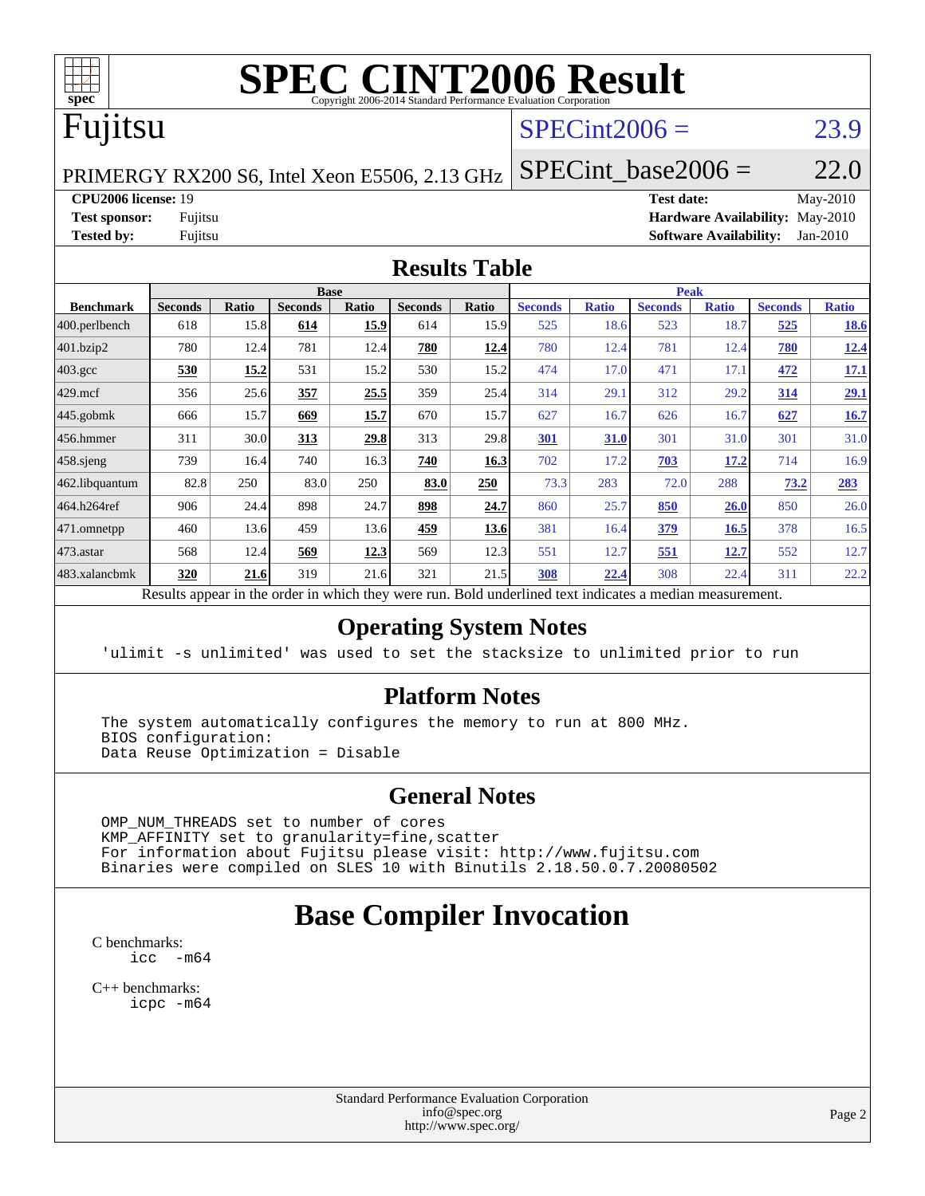# SPEC CINT2006 Result

Copyright 2006-2014 Standard Performance Evaluation Corporation

# Fujitsu

PRIMERGY RX200 S6, Intel Xeon E5506, 2.13 GHz

SPECint2006 = 23.9

SPECint_base2006 = 22.0

| | | | |
|---|---|---|---|
| **CPU2006 license:** 19 | | **Test date:** | May-2010 |
| **Test sponsor:** | Fujitsu | **Hardware Availability:** | May-2010 |
| **Tested by:** | Fujitsu | **Software Availability:** | Jan-2010 |

## Results Table

| | Base | | | | | | Peak | | | | | |
|---|---|---|---|---|---|---|---|---|---|---|---|---|
| **Benchmark** | **Seconds** | **Ratio** | **Seconds** | **Ratio** | **Seconds** | **Ratio** | **Seconds** | **Ratio** | **Seconds** | **Ratio** | **Seconds** | **Ratio** |
| 400.perlbench | 618 | 15.8 | **614** | **15.9** | 614 | 15.9 | 525 | 18.6 | 523 | 18.7 | **525** | **18.6** |
| 401.bzip2 | 780 | 12.4 | 781 | 12.4 | **780** | **12.4** | 780 | 12.4 | 781 | 12.4 | **780** | **12.4** |
| 403.gcc | **530** | **15.2** | 531 | 15.2 | 530 | 15.2 | 474 | 17.0 | 471 | 17.1 | **472** | **17.1** |
| 429.mcf | 356 | 25.6 | **357** | **25.5** | 359 | 25.4 | 314 | 29.1 | 312 | 29.2 | **314** | **29.1** |
| 445.gobmk | 666 | 15.7 | **669** | **15.7** | 670 | 15.7 | 627 | 16.7 | 626 | 16.7 | **627** | **16.7** |
| 456.hmmer | 311 | 30.0 | **313** | **29.8** | 313 | 29.8 | **301** | **31.0** | 301 | 31.0 | 301 | 31.0 |
| 458.sjeng | 739 | 16.4 | 740 | 16.3 | **740** | **16.3** | 702 | 17.2 | **703** | **17.2** | 714 | 16.9 |
| 462.libquantum | 82.8 | 250 | 83.0 | 250 | **83.0** | **250** | 73.3 | 283 | 72.0 | 288 | **73.2** | **283** |
| 464.h264ref | 906 | 24.4 | 898 | 24.7 | **898** | **24.7** | 860 | 25.7 | **850** | **26.0** | 850 | 26.0 |
| 471.omnetpp | 460 | 13.6 | 459 | 13.6 | **459** | **13.6** | 381 | 16.4 | **379** | **16.5** | 378 | 16.5 |
| 473.astar | 568 | 12.4 | **569** | **12.3** | 569 | 12.3 | 551 | 12.7 | **551** | **12.7** | 552 | 12.7 |
| 483.xalancbmk | **320** | **21.6** | 319 | 21.6 | 321 | 21.5 | **308** | **22.4** | 308 | 22.4 | 311 | 22.2 |

Results appear in the order in which they were run. Bold underlined text indicates a median measurement.

## Operating System Notes

```
'ulimit -s unlimited' was used to set the stacksize to unlimited prior to run
```

## Platform Notes

```
The system automatically configures the memory to run at 800 MHz.
BIOS configuration:
Data Reuse Optimization = Disable
```

## General Notes

```
OMP_NUM_THREADS set to number of cores
KMP_AFFINITY set to granularity=fine,scatter
For information about Fujitsu please visit: http://www.fujitsu.com
Binaries were compiled on SLES 10 with Binutils 2.18.50.0.7.20080502
```

# Base Compiler Invocation

C benchmarks:

```
icc  -m64
```

C++ benchmarks:

```
icpc -m64
```

Standard Performance Evaluation Corporation
info@spec.org
http://www.spec.org/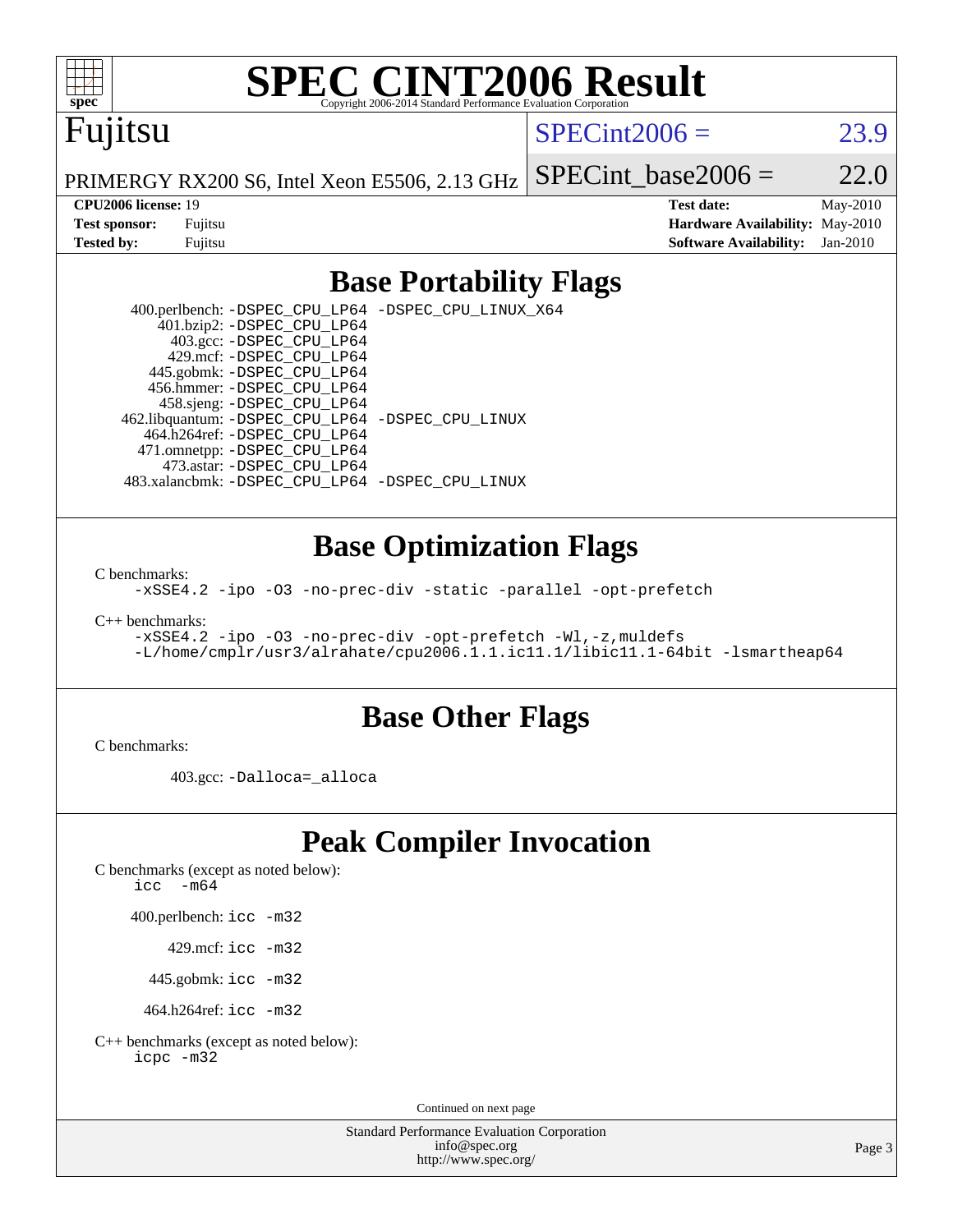# SPEC CINT2006 Result

Fujitsu

PRIMERGY RX200 S6, Intel Xeon E5506, 2.13 GHz

SPECint2006 = 23.9

SPECint_base2006 = 22.0

**CPU2006 license:** 19
**Test sponsor:** Fujitsu
**Tested by:** Fujitsu

**Test date:** May-2010
**Hardware Availability:** May-2010
**Software Availability:** Jan-2010

## Base Portability Flags

400.perlbench: `-DSPEC_CPU_LP64 -DSPEC_CPU_LINUX_X64`
401.bzip2: `-DSPEC_CPU_LP64`
403.gcc: `-DSPEC_CPU_LP64`
429.mcf: `-DSPEC_CPU_LP64`
445.gobmk: `-DSPEC_CPU_LP64`
456.hmmer: `-DSPEC_CPU_LP64`
458.sjeng: `-DSPEC_CPU_LP64`
462.libquantum: `-DSPEC_CPU_LP64 -DSPEC_CPU_LINUX`
464.h264ref: `-DSPEC_CPU_LP64`
471.omnetpp: `-DSPEC_CPU_LP64`
473.astar: `-DSPEC_CPU_LP64`
483.xalancbmk: `-DSPEC_CPU_LP64 -DSPEC_CPU_LINUX`

## Base Optimization Flags

C benchmarks:

```
-xSSE4.2 -ipo -O3 -no-prec-div -static -parallel -opt-prefetch
```

C++ benchmarks:

```
-xSSE4.2 -ipo -O3 -no-prec-div -opt-prefetch -Wl,-z,muldefs
-L/home/cmplr/usr3/alrahate/cpu2006.1.1.ic11.1/libic11.1-64bit -lsmartheap64
```

## Base Other Flags

C benchmarks:

403.gcc: `-Dalloca=_alloca`

## Peak Compiler Invocation

C benchmarks (except as noted below):

```
icc  -m64
```

400.perlbench: `icc -m32`

429.mcf: `icc -m32`

445.gobmk: `icc -m32`

464.h264ref: `icc -m32`

C++ benchmarks (except as noted below):

```
icpc -m32
```

Continued on next page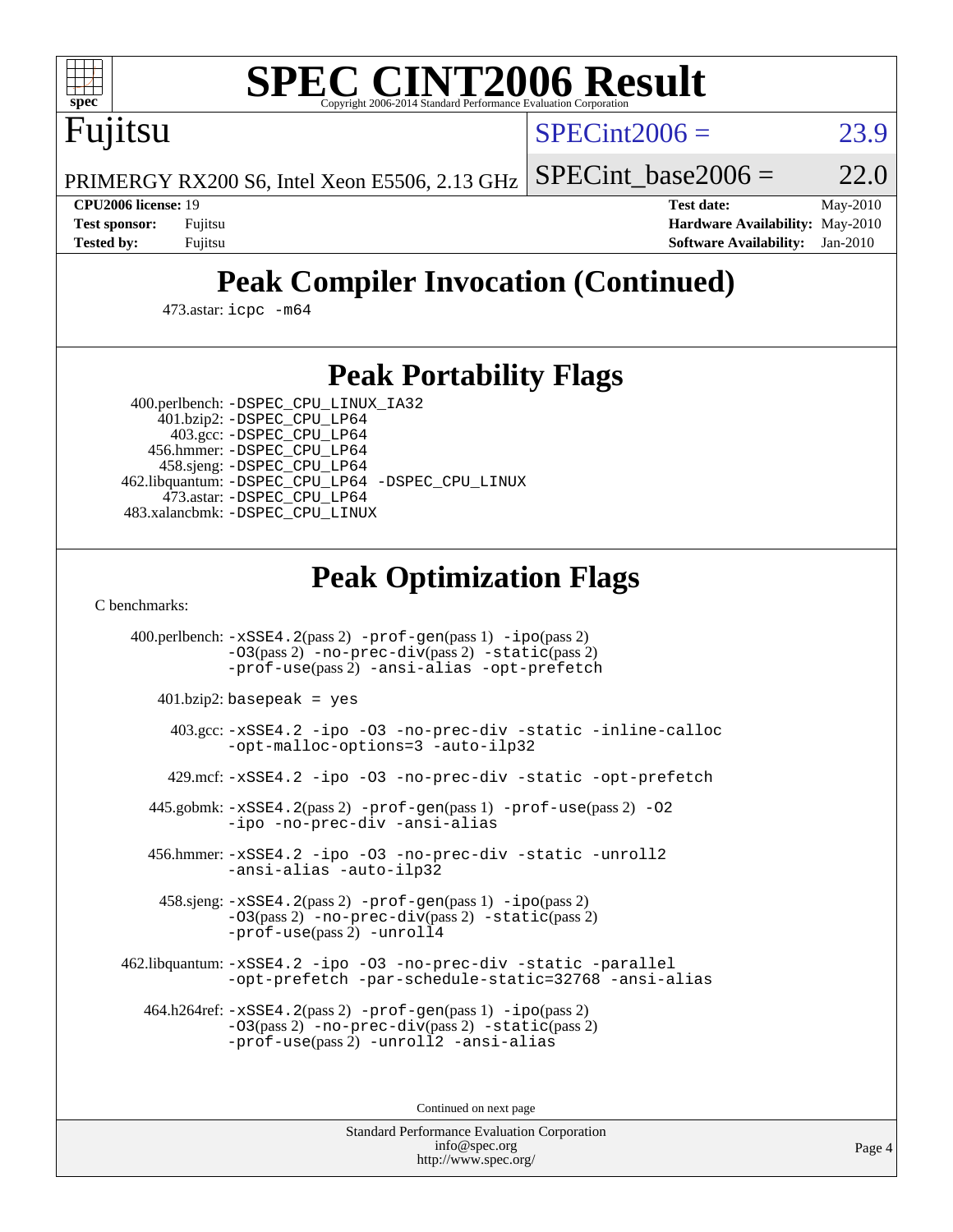# SPEC CINT2006 Result

Copyright 2006-2014 Standard Performance Evaluation Corporation

## Fujitsu

PRIMERGY RX200 S6, Intel Xeon E5506, 2.13 GHz

SPECint2006 = 23.9

SPECint_base2006 = 22.0

| | | | |
|---|---|---|---|
| **CPU2006 license:** 19 | | **Test date:** | May-2010 |
| **Test sponsor:** | Fujitsu | **Hardware Availability:** | May-2010 |
| **Tested by:** | Fujitsu | **Software Availability:** | Jan-2010 |

## Peak Compiler Invocation (Continued)

473.astar: `icpc -m64`

## Peak Portability Flags

400.perlbench: `-DSPEC_CPU_LINUX_IA32`
401.bzip2: `-DSPEC_CPU_LP64`
403.gcc: `-DSPEC_CPU_LP64`
456.hmmer: `-DSPEC_CPU_LP64`
458.sjeng: `-DSPEC_CPU_LP64`
462.libquantum: `-DSPEC_CPU_LP64 -DSPEC_CPU_LINUX`
473.astar: `-DSPEC_CPU_LP64`
483.xalancbmk: `-DSPEC_CPU_LINUX`

## Peak Optimization Flags

C benchmarks:

400.perlbench: `-xSSE4.2`(pass 2) `-prof-gen`(pass 1) `-ipo`(pass 2) `-O3`(pass 2) `-no-prec-div`(pass 2) `-static`(pass 2) `-prof-use`(pass 2) `-ansi-alias -opt-prefetch`

401.bzip2: `basepeak = yes`

403.gcc: `-xSSE4.2 -ipo -O3 -no-prec-div -static -inline-calloc -opt-malloc-options=3 -auto-ilp32`

429.mcf: `-xSSE4.2 -ipo -O3 -no-prec-div -static -opt-prefetch`

445.gobmk: `-xSSE4.2`(pass 2) `-prof-gen`(pass 1) `-prof-use`(pass 2) `-O2 -ipo -no-prec-div -ansi-alias`

456.hmmer: `-xSSE4.2 -ipo -O3 -no-prec-div -static -unroll2 -ansi-alias -auto-ilp32`

458.sjeng: `-xSSE4.2`(pass 2) `-prof-gen`(pass 1) `-ipo`(pass 2) `-O3`(pass 2) `-no-prec-div`(pass 2) `-static`(pass 2) `-prof-use`(pass 2) `-unroll4`

462.libquantum: `-xSSE4.2 -ipo -O3 -no-prec-div -static -parallel -opt-prefetch -par-schedule-static=32768 -ansi-alias`

464.h264ref: `-xSSE4.2`(pass 2) `-prof-gen`(pass 1) `-ipo`(pass 2) `-O3`(pass 2) `-no-prec-div`(pass 2) `-static`(pass 2) `-prof-use`(pass 2) `-unroll2 -ansi-alias`

Continued on next page

Standard Performance Evaluation Corporation
info@spec.org
http://www.spec.org/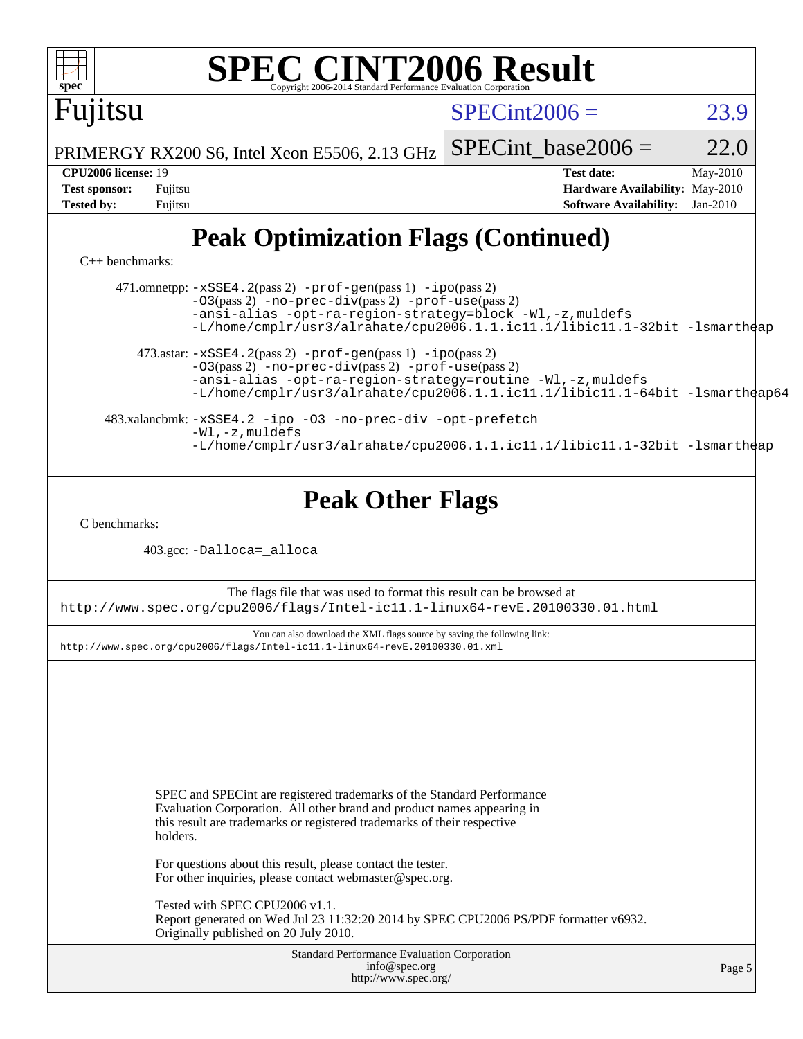# SPEC CINT2006 Result

Copyright 2006-2014 Standard Performance Evaluation Corporation

Fujitsu

PRIMERGY RX200 S6, Intel Xeon E5506, 2.13 GHz

SPECint2006 = 23.9

SPECint_base2006 = 22.0

| | | | |
|---|---|---|---|
| **CPU2006 license:** | 19 | **Test date:** | May-2010 |
| **Test sponsor:** | Fujitsu | **Hardware Availability:** | May-2010 |
| **Tested by:** | Fujitsu | **Software Availability:** | Jan-2010 |

## Peak Optimization Flags (Continued)

C++ benchmarks:

471.omnetpp: -xSSE4.2(pass 2) -prof-gen(pass 1) -ipo(pass 2) -O3(pass 2) -no-prec-div(pass 2) -prof-use(pass 2) -ansi-alias -opt-ra-region-strategy=block -Wl,-z,muldefs -L/home/cmplr/usr3/alrahate/cpu2006.1.1.ic11.1/libic11.1-32bit -lsmartheap

473.astar: -xSSE4.2(pass 2) -prof-gen(pass 1) -ipo(pass 2) -O3(pass 2) -no-prec-div(pass 2) -prof-use(pass 2) -ansi-alias -opt-ra-region-strategy=routine -Wl,-z,muldefs -L/home/cmplr/usr3/alrahate/cpu2006.1.1.ic11.1/libic11.1-64bit -lsmartheap64

483.xalancbmk: -xSSE4.2 -ipo -O3 -no-prec-div -opt-prefetch -Wl,-z,muldefs -L/home/cmplr/usr3/alrahate/cpu2006.1.1.ic11.1/libic11.1-32bit -lsmartheap

## Peak Other Flags

C benchmarks:

403.gcc: -Dalloca=_alloca

The flags file that was used to format this result can be browsed at
http://www.spec.org/cpu2006/flags/Intel-ic11.1-linux64-revE.20100330.01.html

You can also download the XML flags source by saving the following link:
http://www.spec.org/cpu2006/flags/Intel-ic11.1-linux64-revE.20100330.01.xml

SPEC and SPECint are registered trademarks of the Standard Performance Evaluation Corporation. All other brand and product names appearing in this result are trademarks or registered trademarks of their respective holders.

For questions about this result, please contact the tester.
For other inquiries, please contact webmaster@spec.org.

Tested with SPEC CPU2006 v1.1.
Report generated on Wed Jul 23 11:32:20 2014 by SPEC CPU2006 PS/PDF formatter v6932.
Originally published on 20 July 2010.

Standard Performance Evaluation Corporation
info@spec.org
http://www.spec.org/